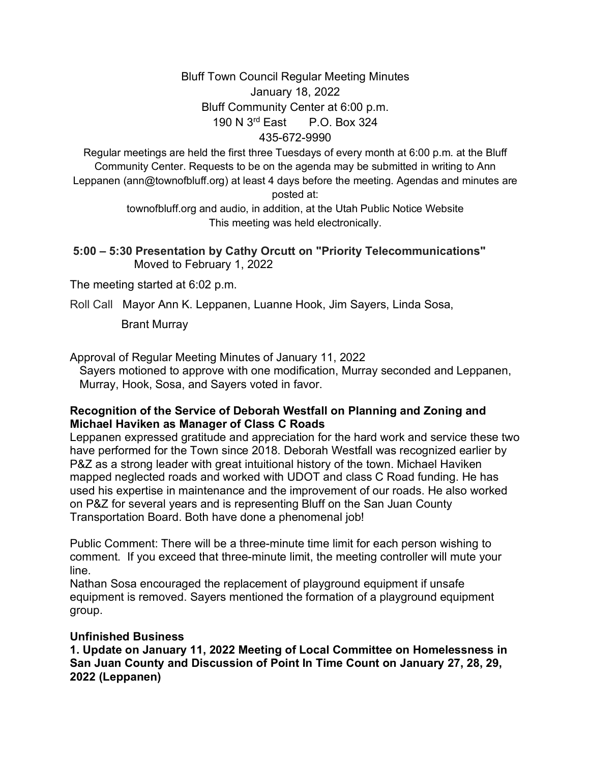# Bluff Town Council Regular Meeting Minutes

January 18, 2022
Bluff Community Center at 6:00 p.m.
190 N 3rd East P.O. Box 324
435-672-9990

Regular meetings are held the first three Tuesdays of every month at 6:00 p.m. at the Bluff Community Center. Requests to be on the agenda may be submitted in writing to Ann Leppanen (ann@townofbluff.org) at least 4 days before the meeting. Agendas and minutes are posted at:
townofbluff.org and audio, in addition, at the Utah Public Notice Website
This meeting was held electronically.

**5:00 – 5:30 Presentation by Cathy Orcutt on "Priority Telecommunications"**
Moved to February 1, 2022

The meeting started at 6:02 p.m.

Roll Call Mayor Ann K. Leppanen, Luanne Hook, Jim Sayers, Linda Sosa, Brant Murray

Approval of Regular Meeting Minutes of January 11, 2022
Sayers motioned to approve with one modification, Murray seconded and Leppanen, Murray, Hook, Sosa, and Sayers voted in favor.

**Recognition of the Service of Deborah Westfall on Planning and Zoning and Michael Haviken as Manager of Class C Roads**

Leppanen expressed gratitude and appreciation for the hard work and service these two have performed for the Town since 2018. Deborah Westfall was recognized earlier by P&Z as a strong leader with great intuitional history of the town. Michael Haviken mapped neglected roads and worked with UDOT and class C Road funding. He has used his expertise in maintenance and the improvement of our roads. He also worked on P&Z for several years and is representing Bluff on the San Juan County Transportation Board. Both have done a phenomenal job!

Public Comment: There will be a three-minute time limit for each person wishing to comment. If you exceed that three-minute limit, the meeting controller will mute your line.
Nathan Sosa encouraged the replacement of playground equipment if unsafe equipment is removed. Sayers mentioned the formation of a playground equipment group.

**Unfinished Business**

**1. Update on January 11, 2022 Meeting of Local Committee on Homelessness in San Juan County and Discussion of Point In Time Count on January 27, 28, 29, 2022 (Leppanen)**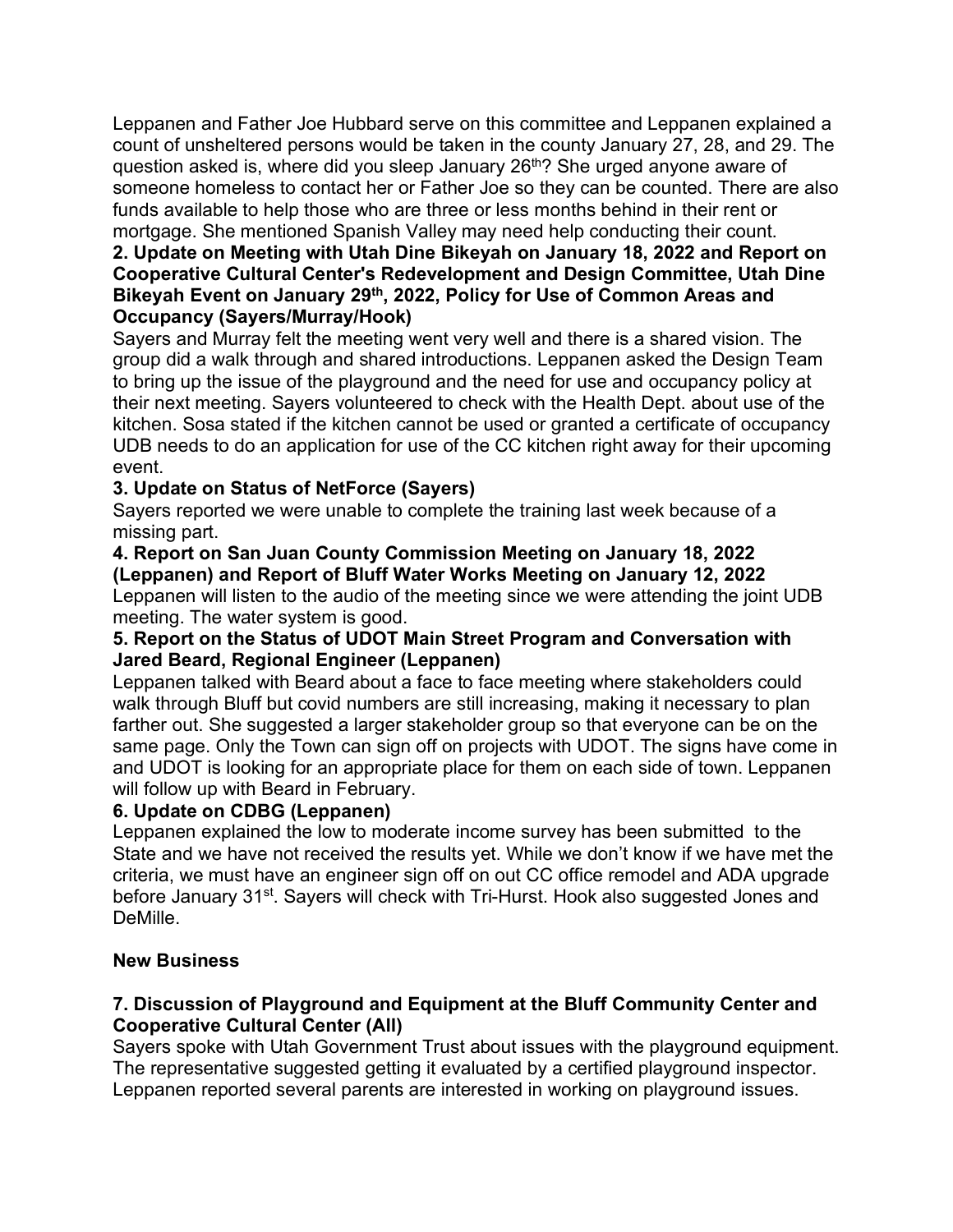Leppanen and Father Joe Hubbard serve on this committee and Leppanen explained a count of unsheltered persons would be taken in the county January 27, 28, and 29. The question asked is, where did you sleep January 26th? She urged anyone aware of someone homeless to contact her or Father Joe so they can be counted. There are also funds available to help those who are three or less months behind in their rent or mortgage. She mentioned Spanish Valley may need help conducting their count.

**2. Update on Meeting with Utah Dine Bikeyah on January 18, 2022 and Report on Cooperative Cultural Center's Redevelopment and Design Committee, Utah Dine Bikeyah Event on January 29th, 2022, Policy for Use of Common Areas and Occupancy (Sayers/Murray/Hook)**

Sayers and Murray felt the meeting went very well and there is a shared vision. The group did a walk through and shared introductions. Leppanen asked the Design Team to bring up the issue of the playground and the need for use and occupancy policy at their next meeting. Sayers volunteered to check with the Health Dept. about use of the kitchen. Sosa stated if the kitchen cannot be used or granted a certificate of occupancy UDB needs to do an application for use of the CC kitchen right away for their upcoming event.

**3. Update on Status of NetForce (Sayers)**

Sayers reported we were unable to complete the training last week because of a missing part.

**4. Report on San Juan County Commission Meeting on January 18, 2022 (Leppanen) and Report of Bluff Water Works Meeting on January 12, 2022**

Leppanen will listen to the audio of the meeting since we were attending the joint UDB meeting. The water system is good.

**5. Report on the Status of UDOT Main Street Program and Conversation with Jared Beard, Regional Engineer (Leppanen)**

Leppanen talked with Beard about a face to face meeting where stakeholders could walk through Bluff but covid numbers are still increasing, making it necessary to plan farther out. She suggested a larger stakeholder group so that everyone can be on the same page. Only the Town can sign off on projects with UDOT. The signs have come in and UDOT is looking for an appropriate place for them on each side of town. Leppanen will follow up with Beard in February.

**6. Update on CDBG (Leppanen)**

Leppanen explained the low to moderate income survey has been submitted to the State and we have not received the results yet. While we don't know if we have met the criteria, we must have an engineer sign off on out CC office remodel and ADA upgrade before January 31st. Sayers will check with Tri-Hurst. Hook also suggested Jones and DeMille.

**New Business**

**7. Discussion of Playground and Equipment at the Bluff Community Center and Cooperative Cultural Center (All)**

Sayers spoke with Utah Government Trust about issues with the playground equipment. The representative suggested getting it evaluated by a certified playground inspector. Leppanen reported several parents are interested in working on playground issues.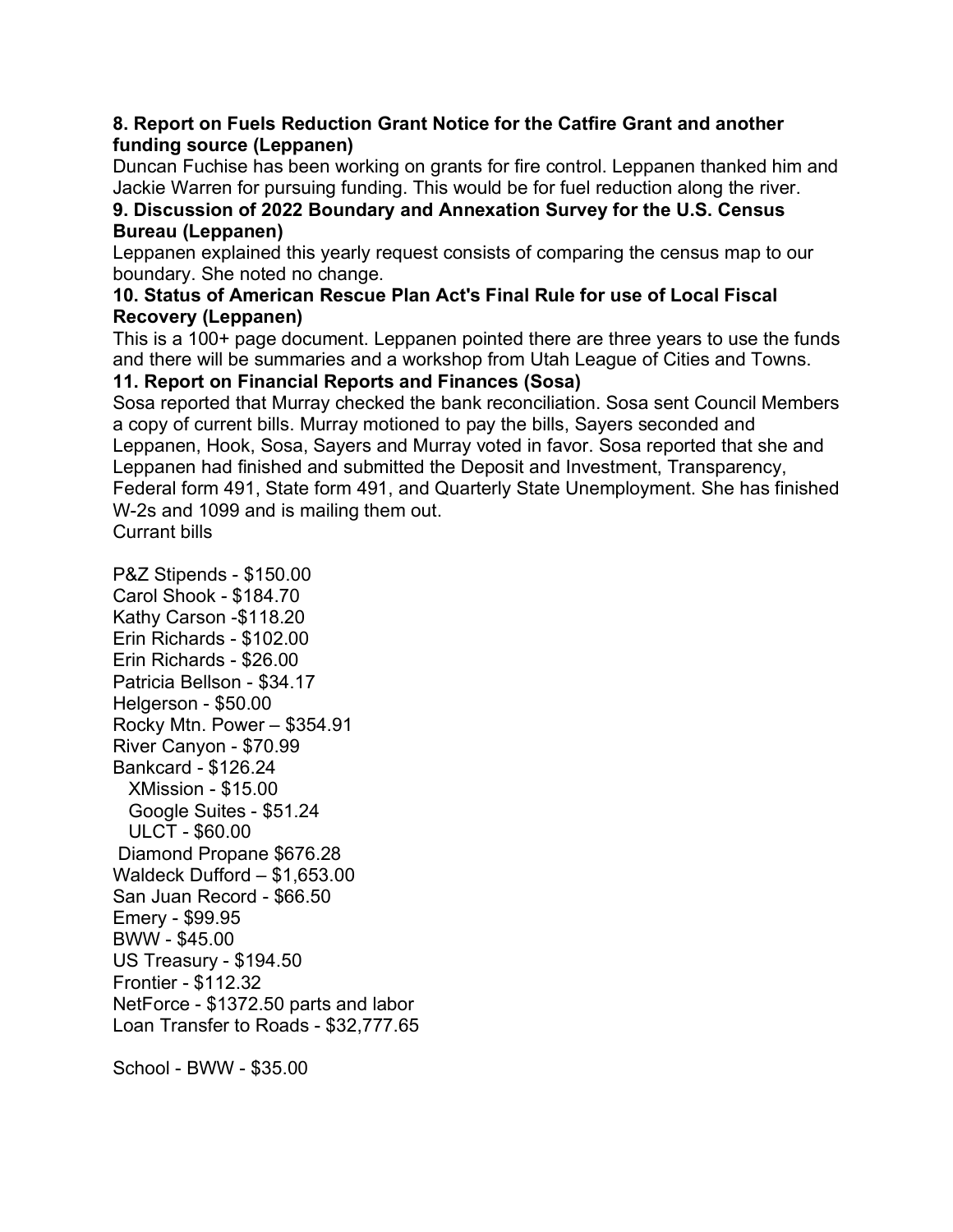**8. Report on Fuels Reduction Grant Notice for the Catfire Grant and another funding source (Leppanen)**

Duncan Fuchise has been working on grants for fire control. Leppanen thanked him and Jackie Warren for pursuing funding. This would be for fuel reduction along the river.

**9. Discussion of 2022 Boundary and Annexation Survey for the U.S. Census Bureau (Leppanen)**

Leppanen explained this yearly request consists of comparing the census map to our boundary. She noted no change.

**10. Status of American Rescue Plan Act's Final Rule for use of Local Fiscal Recovery (Leppanen)**

This is a 100+ page document. Leppanen pointed there are three years to use the funds and there will be summaries and a workshop from Utah League of Cities and Towns.

**11. Report on Financial Reports and Finances (Sosa)**

Sosa reported that Murray checked the bank reconciliation. Sosa sent Council Members a copy of current bills. Murray motioned to pay the bills, Sayers seconded and Leppanen, Hook, Sosa, Sayers and Murray voted in favor. Sosa reported that she and Leppanen had finished and submitted the Deposit and Investment, Transparency, Federal form 491, State form 491, and Quarterly State Unemployment. She has finished W-2s and 1099 and is mailing them out.

Currant bills

P&Z Stipends - $150.00
Carol Shook - $184.70
Kathy Carson -$118.20
Erin Richards - $102.00
Erin Richards - $26.00
Patricia Bellson - $34.17
Helgerson - $50.00
Rocky Mtn. Power – $354.91
River Canyon - $70.99
Bankcard - $126.24
  XMission - $15.00
  Google Suites - $51.24
  ULCT - $60.00
Diamond Propane $676.28
Waldeck Dufford – $1,653.00
San Juan Record - $66.50
Emery - $99.95
BWW - $45.00
US Treasury - $194.50
Frontier - $112.32
NetForce - $1372.50 parts and labor
Loan Transfer to Roads - $32,777.65

School - BWW - $35.00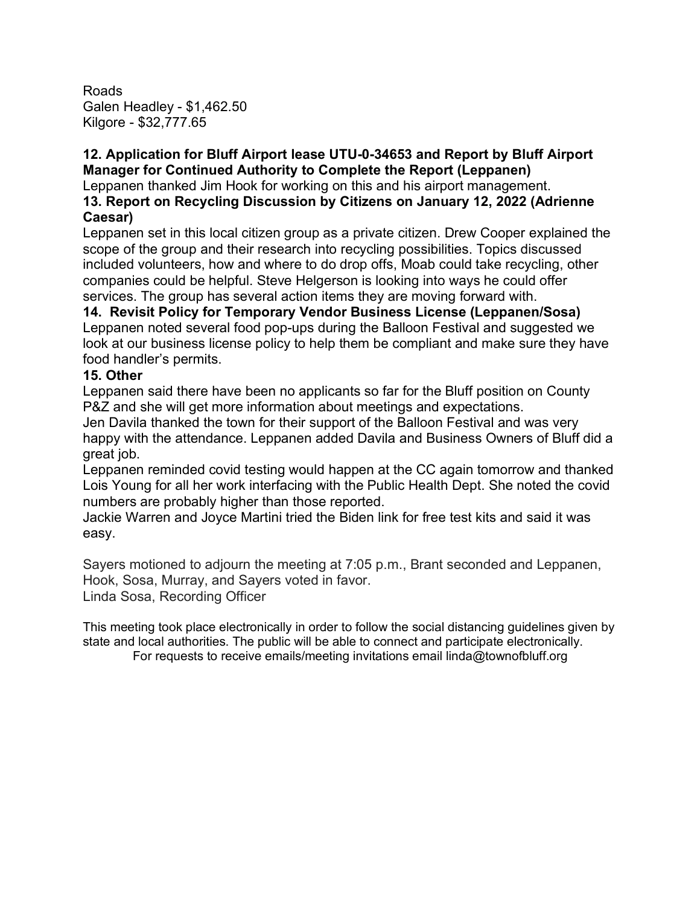Roads
Galen Headley - $1,462.50
Kilgore - $32,777.65

**12. Application for Bluff Airport lease UTU-0-34653 and Report by Bluff Airport Manager for Continued Authority to Complete the Report (Leppanen)**
Leppanen thanked Jim Hook for working on this and his airport management.

**13. Report on Recycling Discussion by Citizens on January 12, 2022 (Adrienne Caesar)**
Leppanen set in this local citizen group as a private citizen. Drew Cooper explained the scope of the group and their research into recycling possibilities. Topics discussed included volunteers, how and where to do drop offs, Moab could take recycling, other companies could be helpful. Steve Helgerson is looking into ways he could offer services. The group has several action items they are moving forward with.

**14. Revisit Policy for Temporary Vendor Business License (Leppanen/Sosa)**
Leppanen noted several food pop-ups during the Balloon Festival and suggested we look at our business license policy to help them be compliant and make sure they have food handler's permits.

**15. Other**
Leppanen said there have been no applicants so far for the Bluff position on County P&Z and she will get more information about meetings and expectations.
Jen Davila thanked the town for their support of the Balloon Festival and was very happy with the attendance. Leppanen added Davila and Business Owners of Bluff did a great job.
Leppanen reminded covid testing would happen at the CC again tomorrow and thanked Lois Young for all her work interfacing with the Public Health Dept. She noted the covid numbers are probably higher than those reported.
Jackie Warren and Joyce Martini tried the Biden link for free test kits and said it was easy.

Sayers motioned to adjourn the meeting at 7:05 p.m., Brant seconded and Leppanen, Hook, Sosa, Murray, and Sayers voted in favor.
Linda Sosa, Recording Officer

This meeting took place electronically in order to follow the social distancing guidelines given by state and local authorities. The public will be able to connect and participate electronically.
For requests to receive emails/meeting invitations email linda@townofbluff.org